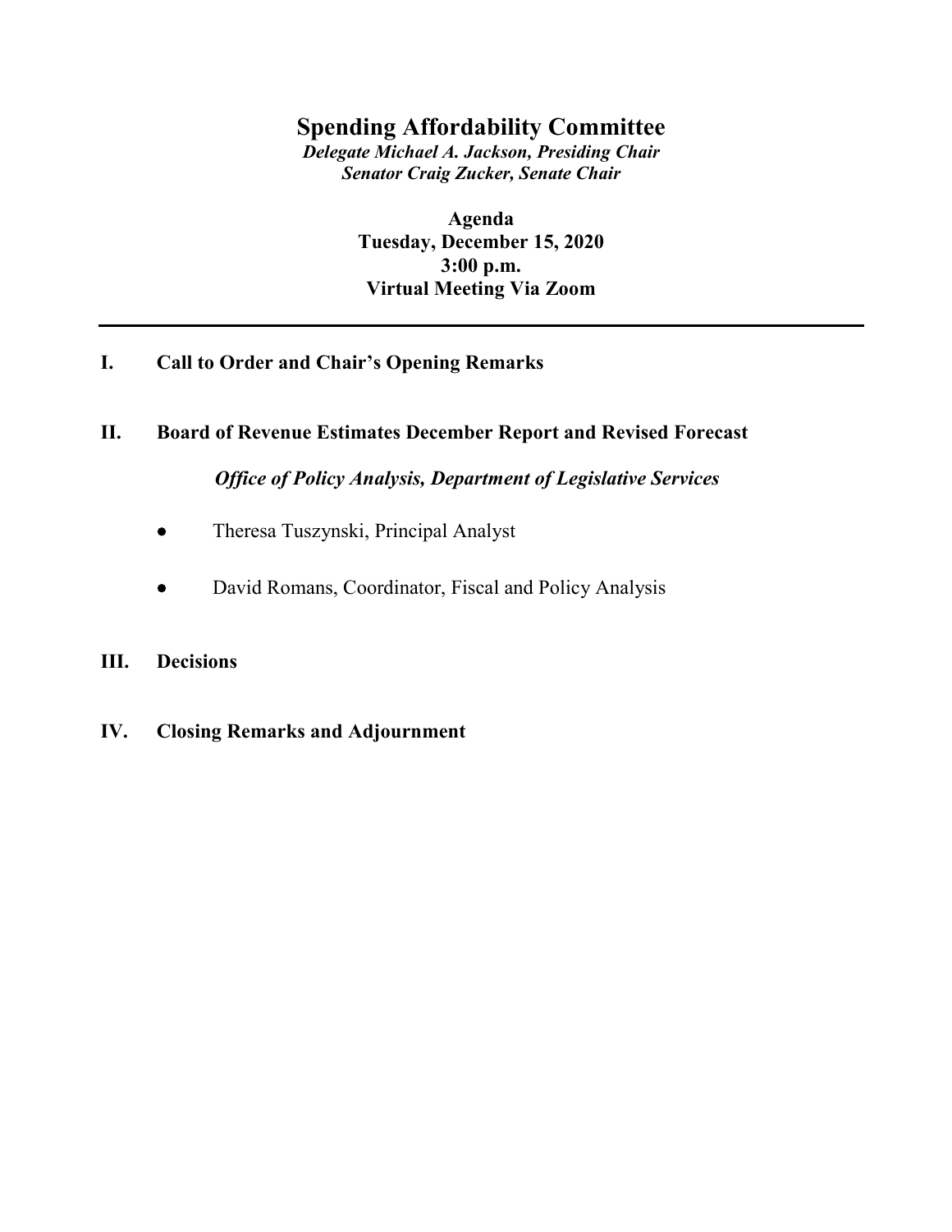# Spending Affordability Committee

***Delegate Michael A. Jackson, Presiding Chair***
***Senator Craig Zucker, Senate Chair***

**Agenda**
**Tuesday, December 15, 2020**
**3:00 p.m.**
**Virtual Meeting Via Zoom**

---

**I. Call to Order and Chair's Opening Remarks**

**II. Board of Revenue Estimates December Report and Revised Forecast**

***Office of Policy Analysis, Department of Legislative Services***

- Theresa Tuszynski, Principal Analyst
- David Romans, Coordinator, Fiscal and Policy Analysis

**III. Decisions**

**IV. Closing Remarks and Adjournment**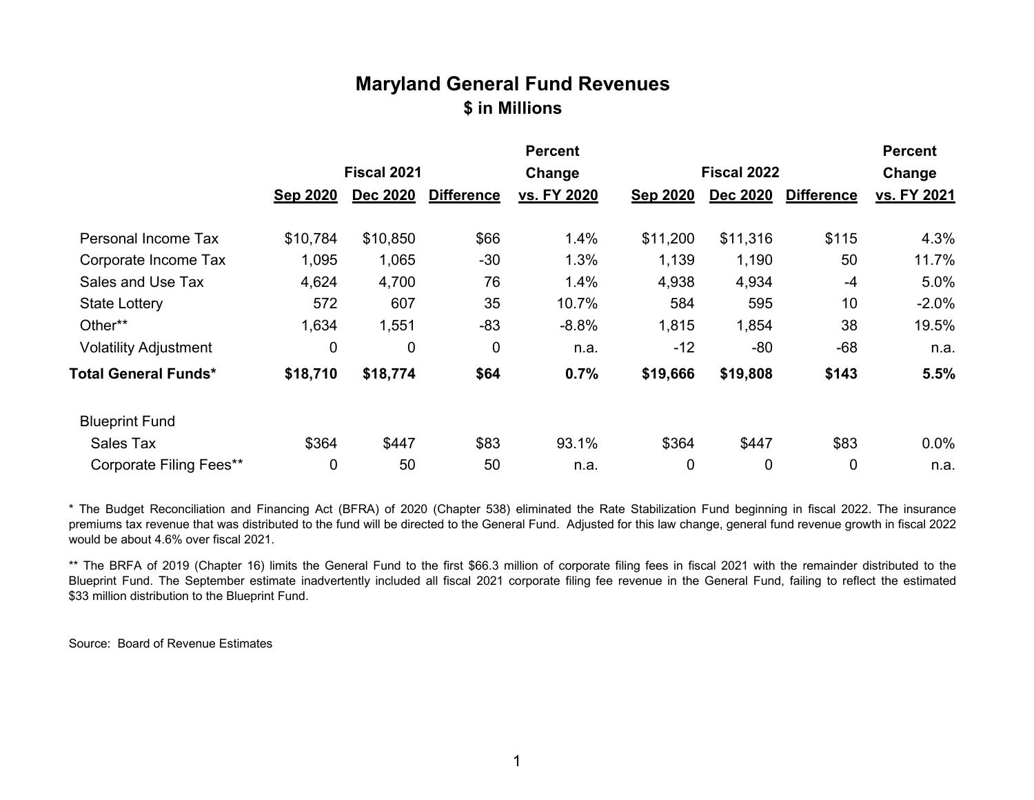# Maryland General Fund Revenues

## $ in Millions

| | Fiscal 2021 | | | Percent Change | Fiscal 2022 | | | Percent Change |
|---|---|---|---|---|---|---|---|---|
| | **Sep 2020** | **Dec 2020** | **Difference** | **vs. FY 2020** | **Sep 2020** | **Dec 2020** | **Difference** | **vs. FY 2021** |
| Personal Income Tax | $10,784 | $10,850 | $66 | 1.4% | $11,200 | $11,316 | $115 | 4.3% |
| Corporate Income Tax | 1,095 | 1,065 | -30 | 1.3% | 1,139 | 1,190 | 50 | 11.7% |
| Sales and Use Tax | 4,624 | 4,700 | 76 | 1.4% | 4,938 | 4,934 | -4 | 5.0% |
| State Lottery | 572 | 607 | 35 | 10.7% | 584 | 595 | 10 | -2.0% |
| Other** | 1,634 | 1,551 | -83 | -8.8% | 1,815 | 1,854 | 38 | 19.5% |
| Volatility Adjustment | 0 | 0 | 0 | n.a. | -12 | -80 | -68 | n.a. |
| **Total General Funds*** | **$18,710** | **$18,774** | **$64** | **0.7%** | **$19,666** | **$19,808** | **$143** | **5.5%** |
| | | | | | | | | |
| Blueprint Fund | | | | | | | | |
| Sales Tax | $364 | $447 | $83 | 93.1% | $364 | $447 | $83 | 0.0% |
| Corporate Filing Fees** | 0 | 50 | 50 | n.a. | 0 | 0 | 0 | n.a. |

* The Budget Reconciliation and Financing Act (BFRA) of 2020 (Chapter 538) eliminated the Rate Stabilization Fund beginning in fiscal 2022. The insurance premiums tax revenue that was distributed to the fund will be directed to the General Fund. Adjusted for this law change, general fund revenue growth in fiscal 2022 would be about 4.6% over fiscal 2021.

** The BRFA of 2019 (Chapter 16) limits the General Fund to the first $66.3 million of corporate filing fees in fiscal 2021 with the remainder distributed to the Blueprint Fund. The September estimate inadvertently included all fiscal 2021 corporate filing fee revenue in the General Fund, failing to reflect the estimated $33 million distribution to the Blueprint Fund.

Source: Board of Revenue Estimates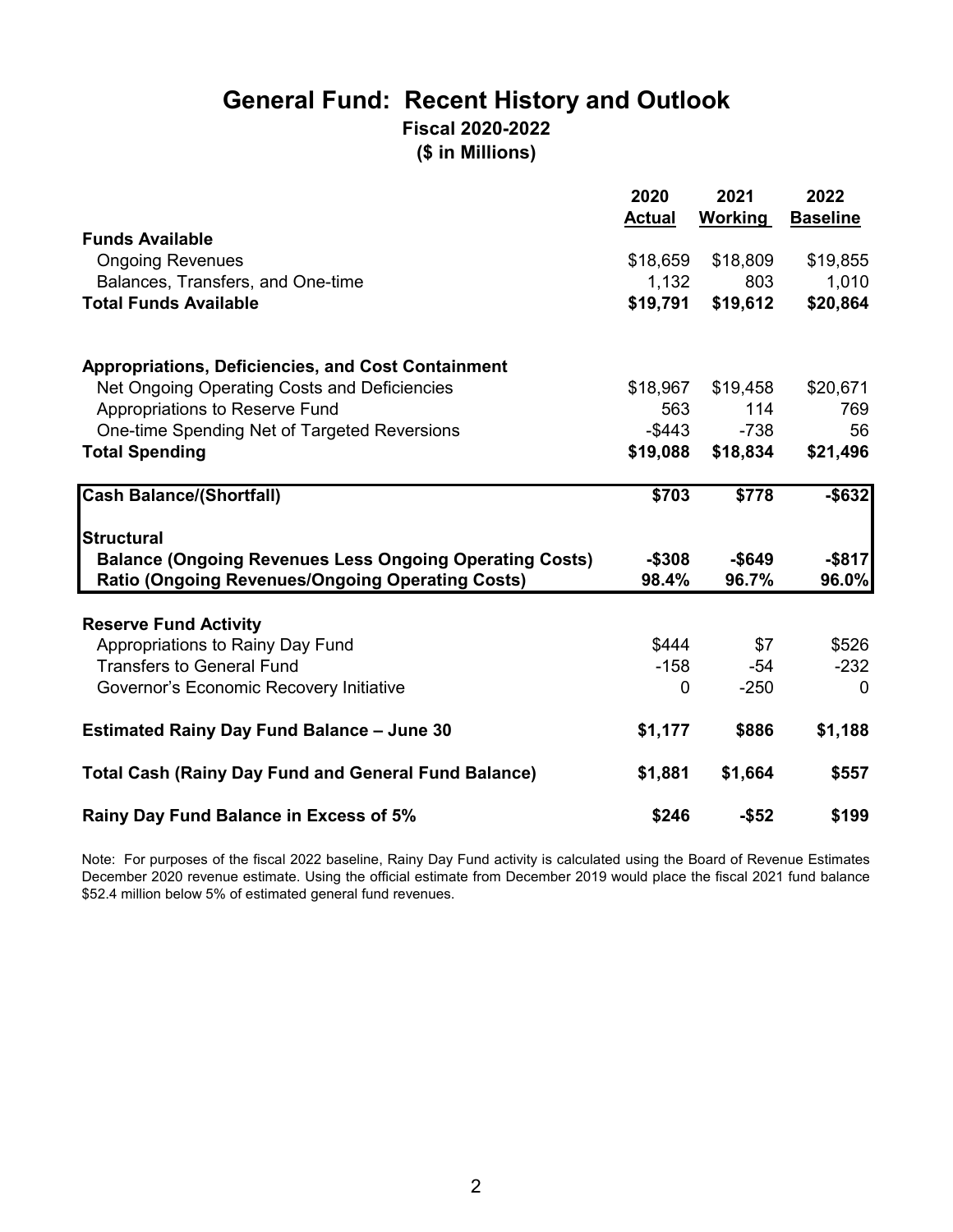# General Fund: Recent History and Outlook

**Fiscal 2020-2022**

**($ in Millions)**

| | 2020 Actual | 2021 Working | 2022 Baseline |
|---|---|---|---|
| **Funds Available** | | | |
| Ongoing Revenues | $18,659 | $18,809 | $19,855 |
| Balances, Transfers, and One-time | 1,132 | 803 | 1,010 |
| **Total Funds Available** | **$19,791** | **$19,612** | **$20,864** |
| | | | |
| **Appropriations, Deficiencies, and Cost Containment** | | | |
| Net Ongoing Operating Costs and Deficiencies | $18,967 | $19,458 | $20,671 |
| Appropriations to Reserve Fund | 563 | 114 | 769 |
| One-time Spending Net of Targeted Reversions | -$443 | -738 | 56 |
| **Total Spending** | **$19,088** | **$18,834** | **$21,496** |
| | | | |
| **Cash Balance/(Shortfall)** | **$703** | **$778** | **-$632** |
| | | | |
| **Structural** | | | |
| **Balance (Ongoing Revenues Less Ongoing Operating Costs)** | **-$308** | **-$649** | **-$817** |
| **Ratio (Ongoing Revenues/Ongoing Operating Costs)** | **98.4%** | **96.7%** | **96.0%** |
| | | | |
| **Reserve Fund Activity** | | | |
| Appropriations to Rainy Day Fund | $444 | $7 | $526 |
| Transfers to General Fund | -158 | -54 | -232 |
| Governor's Economic Recovery Initiative | 0 | -250 | 0 |
| | | | |
| **Estimated Rainy Day Fund Balance – June 30** | **$1,177** | **$886** | **$1,188** |
| | | | |
| **Total Cash (Rainy Day Fund and General Fund Balance)** | **$1,881** | **$1,664** | **$557** |
| | | | |
| **Rainy Day Fund Balance in Excess of 5%** | **$246** | **-$52** | **$199** |

Note: For purposes of the fiscal 2022 baseline, Rainy Day Fund activity is calculated using the Board of Revenue Estimates December 2020 revenue estimate. Using the official estimate from December 2019 would place the fiscal 2021 fund balance $52.4 million below 5% of estimated general fund revenues.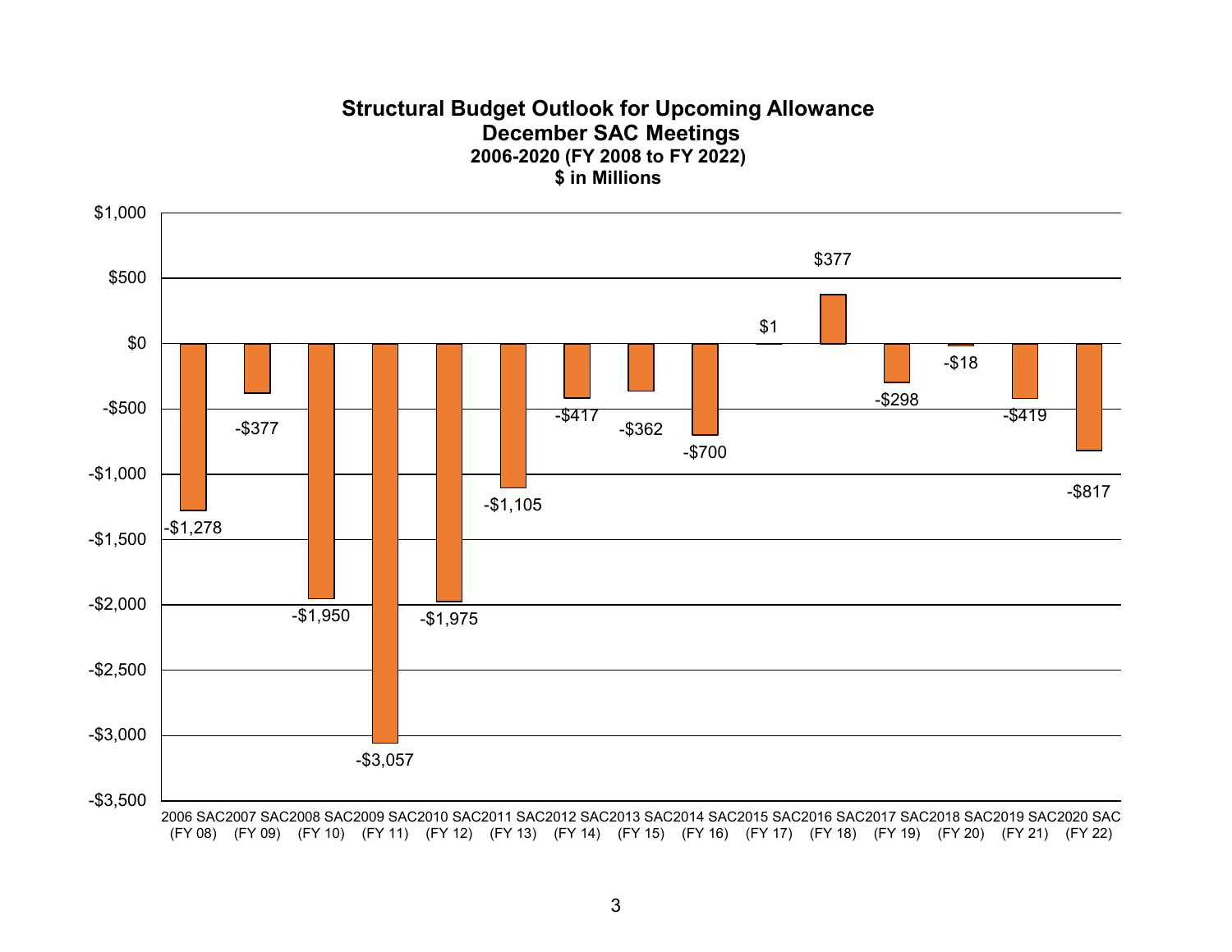**Structural Budget Outlook for Upcoming Allowance**
**December SAC Meetings**
**2006-2020 (FY 2008 to FY 2022)**
**$ in Millions**

| SAC Meeting | Structural Budget Outlook ($ in Millions) |
|---|---|
| 2006 SAC (FY 08) | -$1,278 |
| 2007 SAC (FY 09) | -$377 |
| 2008 SAC (FY 10) | -$1,950 |
| 2009 SAC (FY 11) | -$3,057 |
| 2010 SAC (FY 12) | -$1,975 |
| 2011 SAC (FY 13) | -$1,105 |
| 2012 SAC (FY 14) | -$417 |
| 2013 SAC (FY 15) | -$362 |
| 2014 SAC (FY 16) | -$700 |
| 2015 SAC (FY 17) | $1 |
| 2016 SAC (FY 18) | $377 |
| 2017 SAC (FY 19) | -$298 |
| 2018 SAC (FY 20) | -$18 |
| 2019 SAC (FY 21) | -$419 |
| 2020 SAC (FY 22) | -$817 |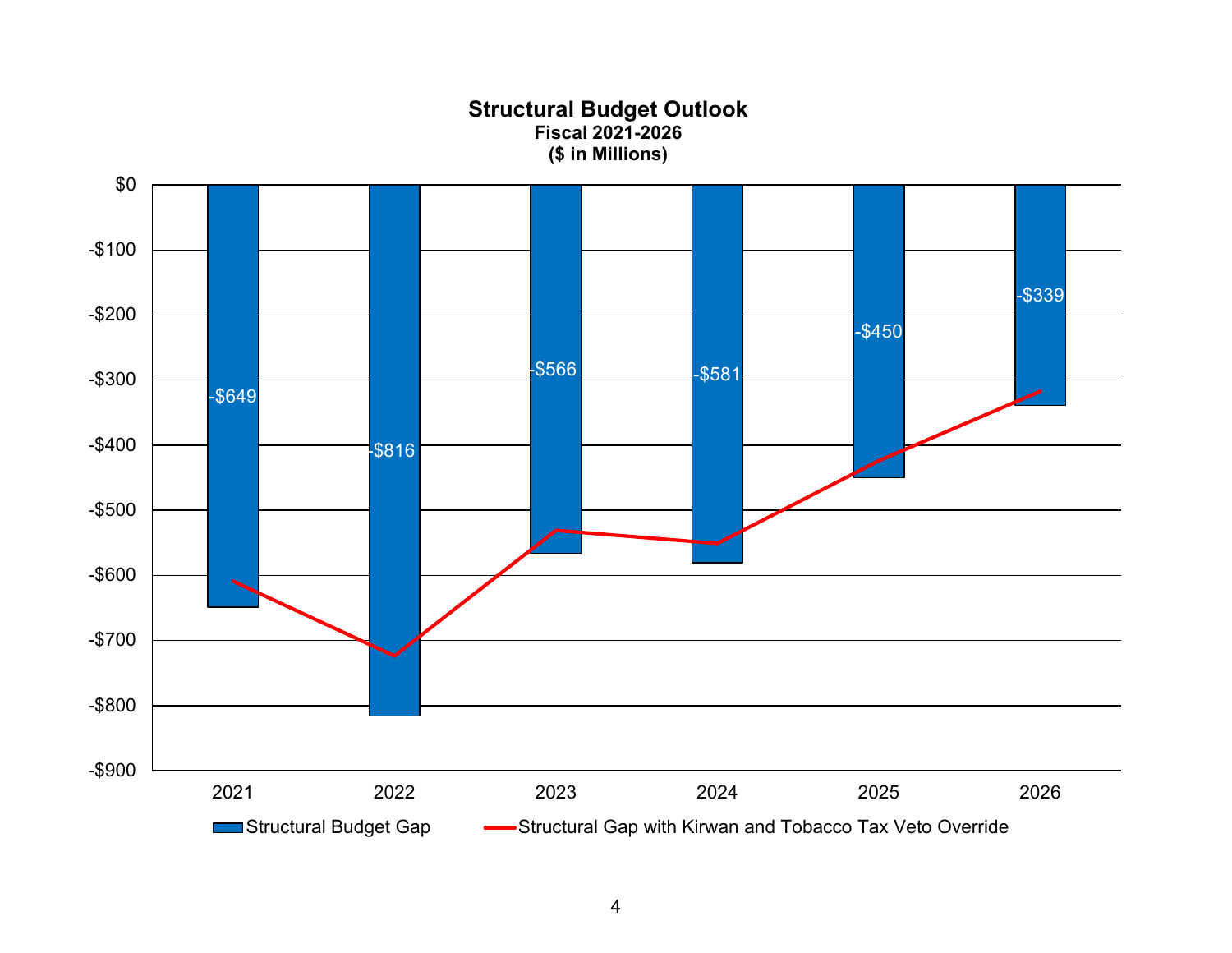## Structural Budget Outlook

**Fiscal 2021-2026**

**($ in Millions)**

| Fiscal Year | Structural Budget Gap |
|---|---|
| 2021 | -$649 |
| 2022 | -$816 |
| 2023 | -$566 |
| 2024 | -$581 |
| 2025 | -$450 |
| 2026 | -$339 |

Structural Budget Gap — Structural Gap with Kirwan and Tobacco Tax Veto Override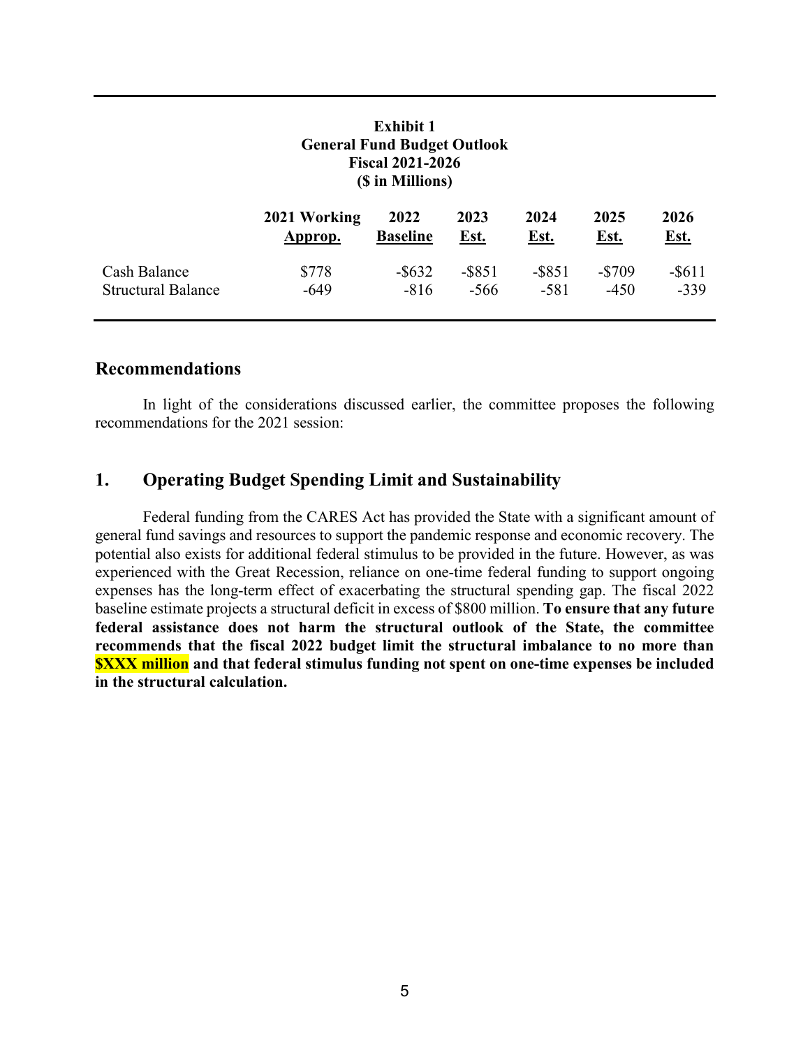**Exhibit 1**
**General Fund Budget Outlook**
**Fiscal 2021-2026**
**($ in Millions)**

| | 2021 Working Approp. | 2022 Baseline | 2023 Est. | 2024 Est. | 2025 Est. | 2026 Est. |
|---|---|---|---|---|---|---|
| Cash Balance | $778 | -$632 | -$851 | -$851 | -$709 | -$611 |
| Structural Balance | -649 | -816 | -566 | -581 | -450 | -339 |

## Recommendations

In light of the considerations discussed earlier, the committee proposes the following recommendations for the 2021 session:

## 1. Operating Budget Spending Limit and Sustainability

Federal funding from the CARES Act has provided the State with a significant amount of general fund savings and resources to support the pandemic response and economic recovery. The potential also exists for additional federal stimulus to be provided in the future. However, as was experienced with the Great Recession, reliance on one-time federal funding to support ongoing expenses has the long-term effect of exacerbating the structural spending gap. The fiscal 2022 baseline estimate projects a structural deficit in excess of $800 million. **To ensure that any future federal assistance does not harm the structural outlook of the State, the committee recommends that the fiscal 2022 budget limit the structural imbalance to no more than $XXX million and that federal stimulus funding not spent on one-time expenses be included in the structural calculation.**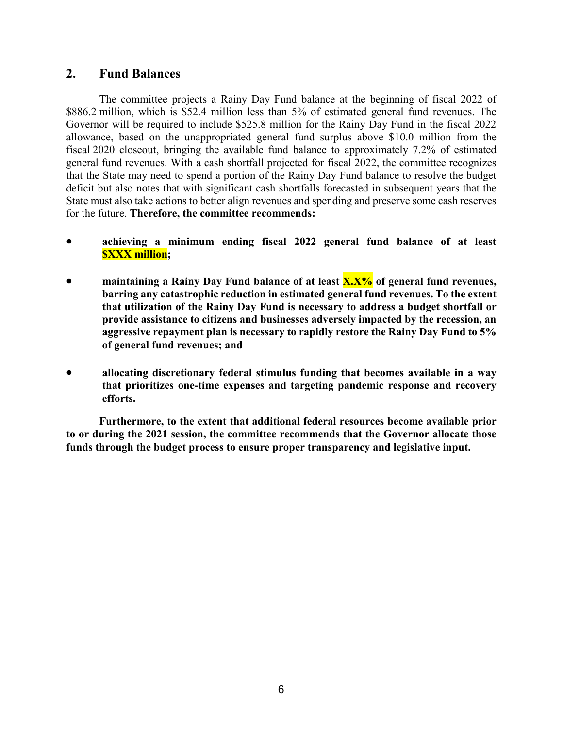## 2. Fund Balances

The committee projects a Rainy Day Fund balance at the beginning of fiscal 2022 of $886.2 million, which is $52.4 million less than 5% of estimated general fund revenues. The Governor will be required to include $525.8 million for the Rainy Day Fund in the fiscal 2022 allowance, based on the unappropriated general fund surplus above $10.0 million from the fiscal 2020 closeout, bringing the available fund balance to approximately 7.2% of estimated general fund revenues. With a cash shortfall projected for fiscal 2022, the committee recognizes that the State may need to spend a portion of the Rainy Day Fund balance to resolve the budget deficit but also notes that with significant cash shortfalls forecasted in subsequent years that the State must also take actions to better align revenues and spending and preserve some cash reserves for the future. **Therefore, the committee recommends:**

- **achieving a minimum ending fiscal 2022 general fund balance of at least $XXX million;**
- **maintaining a Rainy Day Fund balance of at least X.X% of general fund revenues, barring any catastrophic reduction in estimated general fund revenues. To the extent that utilization of the Rainy Day Fund is necessary to address a budget shortfall or provide assistance to citizens and businesses adversely impacted by the recession, an aggressive repayment plan is necessary to rapidly restore the Rainy Day Fund to 5% of general fund revenues; and**
- **allocating discretionary federal stimulus funding that becomes available in a way that prioritizes one-time expenses and targeting pandemic response and recovery efforts.**

**Furthermore, to the extent that additional federal resources become available prior to or during the 2021 session, the committee recommends that the Governor allocate those funds through the budget process to ensure proper transparency and legislative input.**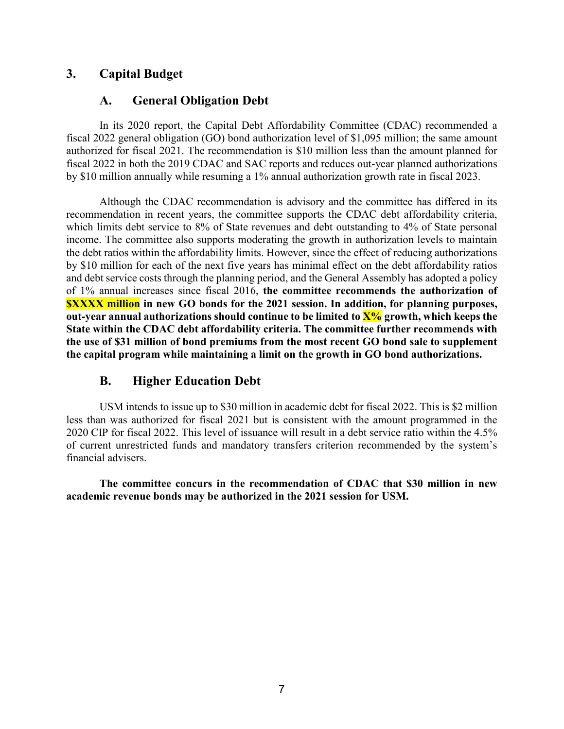## 3. Capital Budget

### A. General Obligation Debt

In its 2020 report, the Capital Debt Affordability Committee (CDAC) recommended a fiscal 2022 general obligation (GO) bond authorization level of $1,095 million; the same amount authorized for fiscal 2021. The recommendation is $10 million less than the amount planned for fiscal 2022 in both the 2019 CDAC and SAC reports and reduces out-year planned authorizations by $10 million annually while resuming a 1% annual authorization growth rate in fiscal 2023.

Although the CDAC recommendation is advisory and the committee has differed in its recommendation in recent years, the committee supports the CDAC debt affordability criteria, which limits debt service to 8% of State revenues and debt outstanding to 4% of State personal income. The committee also supports moderating the growth in authorization levels to maintain the debt ratios within the affordability limits. However, since the effect of reducing authorizations by $10 million for each of the next five years has minimal effect on the debt affordability ratios and debt service costs through the planning period, and the General Assembly has adopted a policy of 1% annual increases since fiscal 2016, **the committee recommends the authorization of $XXXX million in new GO bonds for the 2021 session. In addition, for planning purposes, out-year annual authorizations should continue to be limited to X% growth, which keeps the State within the CDAC debt affordability criteria. The committee further recommends with the use of $31 million of bond premiums from the most recent GO bond sale to supplement the capital program while maintaining a limit on the growth in GO bond authorizations.**

### B. Higher Education Debt

USM intends to issue up to $30 million in academic debt for fiscal 2022. This is $2 million less than was authorized for fiscal 2021 but is consistent with the amount programmed in the 2020 CIP for fiscal 2022. This level of issuance will result in a debt service ratio within the 4.5% of current unrestricted funds and mandatory transfers criterion recommended by the system's financial advisers.

**The committee concurs in the recommendation of CDAC that $30 million in new academic revenue bonds may be authorized in the 2021 session for USM.**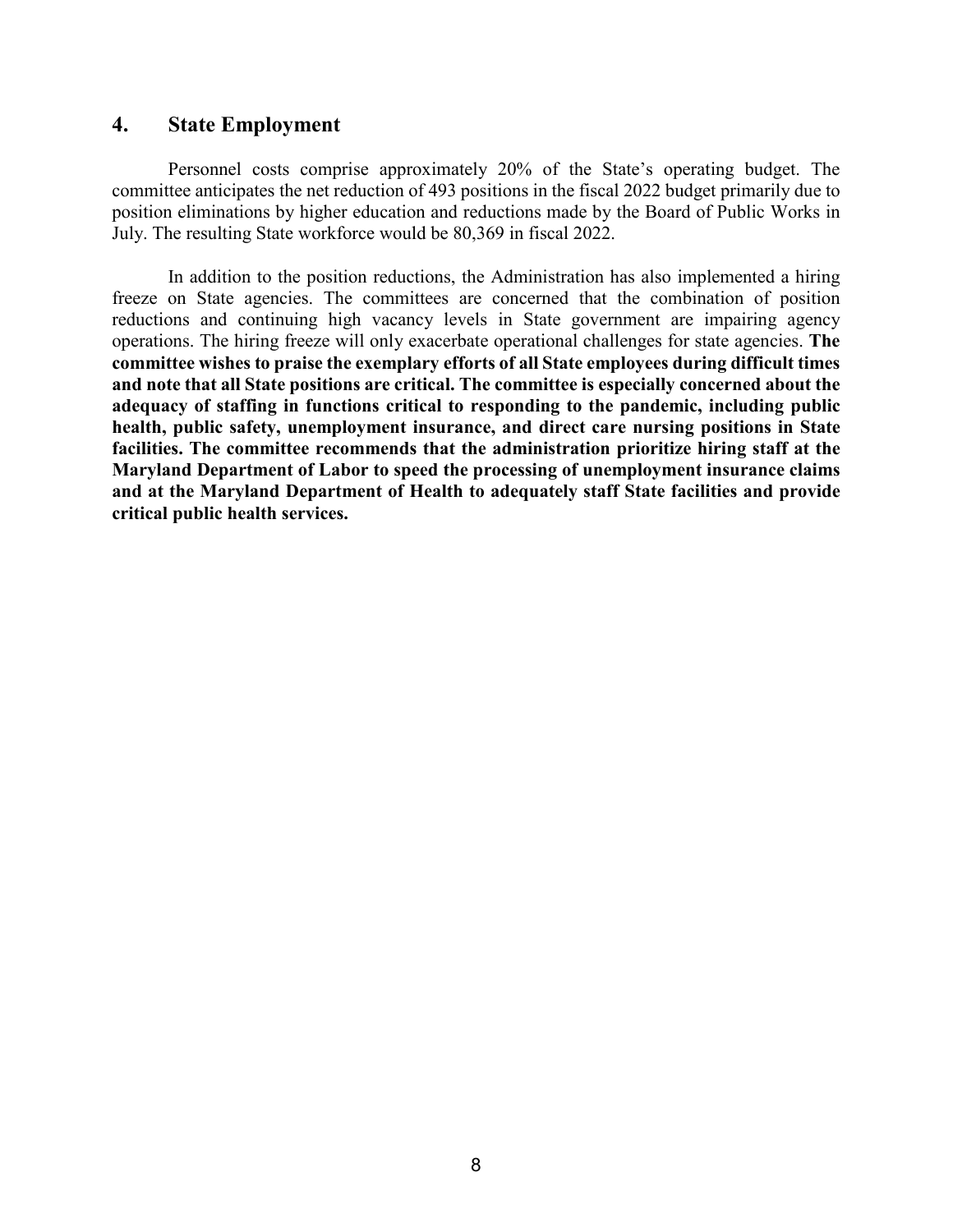## 4. State Employment

Personnel costs comprise approximately 20% of the State's operating budget. The committee anticipates the net reduction of 493 positions in the fiscal 2022 budget primarily due to position eliminations by higher education and reductions made by the Board of Public Works in July. The resulting State workforce would be 80,369 in fiscal 2022.

In addition to the position reductions, the Administration has also implemented a hiring freeze on State agencies. The committees are concerned that the combination of position reductions and continuing high vacancy levels in State government are impairing agency operations. The hiring freeze will only exacerbate operational challenges for state agencies. **The committee wishes to praise the exemplary efforts of all State employees during difficult times and note that all State positions are critical. The committee is especially concerned about the adequacy of staffing in functions critical to responding to the pandemic, including public health, public safety, unemployment insurance, and direct care nursing positions in State facilities. The committee recommends that the administration prioritize hiring staff at the Maryland Department of Labor to speed the processing of unemployment insurance claims and at the Maryland Department of Health to adequately staff State facilities and provide critical public health services.**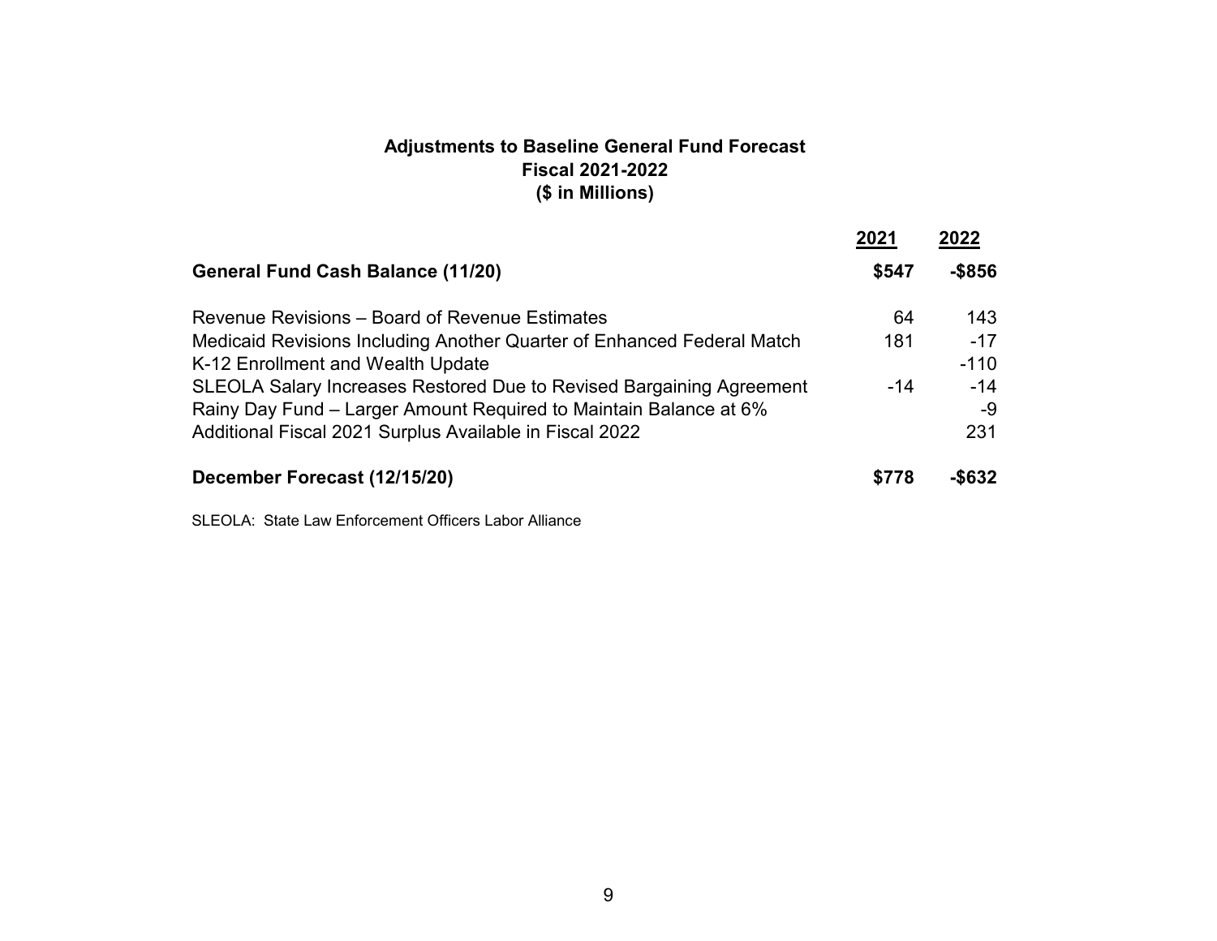**Adjustments to Baseline General Fund Forecast**
**Fiscal 2021-2022**
**($ in Millions)**

| | 2021 | 2022 |
|---|---|---|
| **General Fund Cash Balance (11/20)** | **$547** | **-$856** |
| Revenue Revisions – Board of Revenue Estimates | 64 | 143 |
| Medicaid Revisions Including Another Quarter of Enhanced Federal Match | 181 | -17 |
| K-12 Enrollment and Wealth Update | | -110 |
| SLEOLA Salary Increases Restored Due to Revised Bargaining Agreement | -14 | -14 |
| Rainy Day Fund – Larger Amount Required to Maintain Balance at 6% | | -9 |
| Additional Fiscal 2021 Surplus Available in Fiscal 2022 | | 231 |
| **December Forecast (12/15/20)** | **$778** | **-$632** |

SLEOLA: State Law Enforcement Officers Labor Alliance